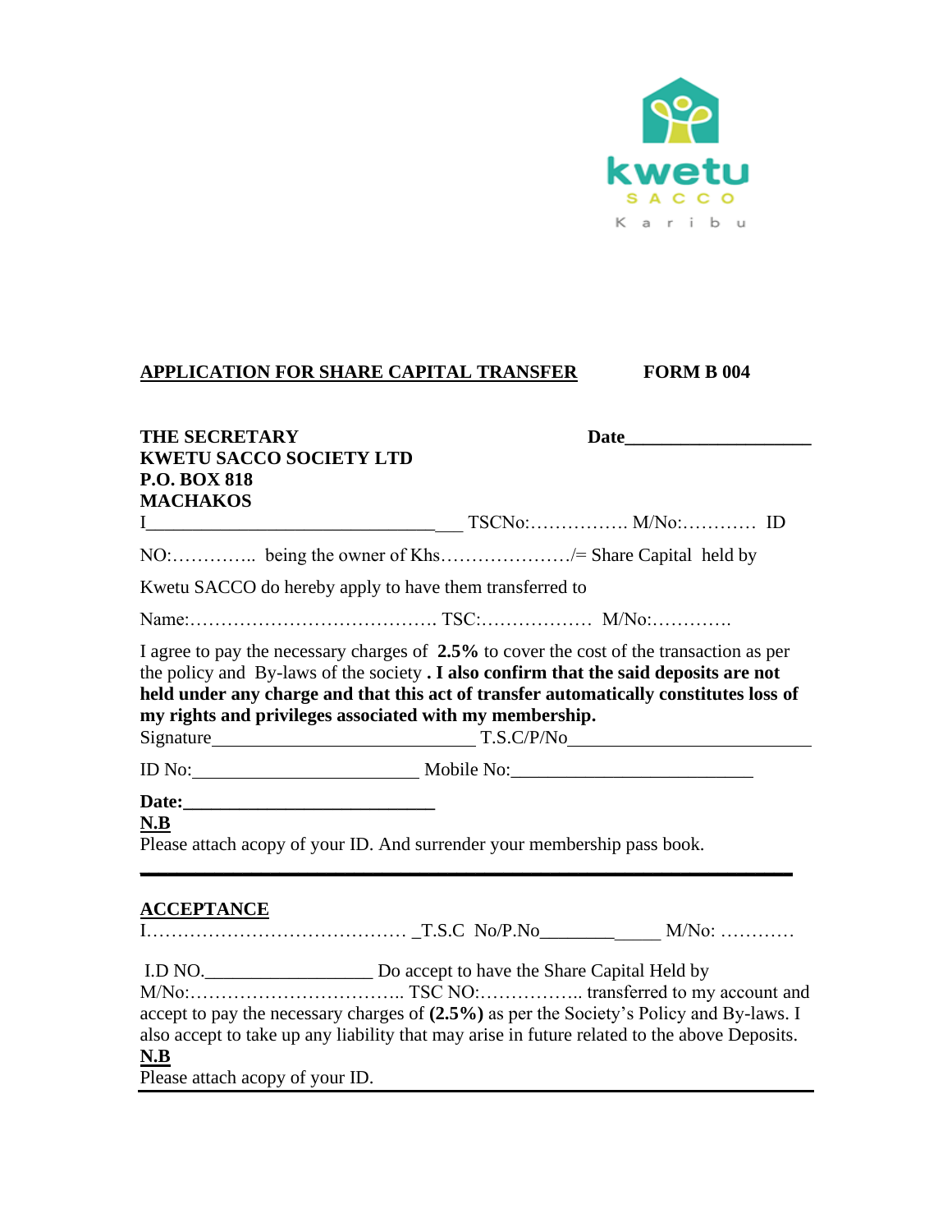kwetu

SACCO

Karibu

**APPLICATION FOR SHARE CAPITAL TRANSFER** **FORM B 004**

**THE SECRETARY**
**KWETU SACCO SOCIETY LTD**
**P.O. BOX 818**
**MACHAKOS**

**Date**____________________

I__________________________________ TSCNo:……………. M/No:………… ID NO:………….. being the owner of Khs…………………/= Share Capital held by Kwetu SACCO do hereby apply to have them transferred to

Name:…………………………………. TSC:……………… M/No:………….

I agree to pay the necessary charges of **2.5%** to cover the cost of the transaction as per the policy and By-laws of the society **. I also confirm that the said deposits are not held under any charge and that this act of transfer automatically constitutes loss of my rights and privileges associated with my membership.**

Signature____________________________ T.S.C/P/No__________________________

ID No:________________________ Mobile No:__________________________

**Date:**___________________________

**N.B**

Please attach acopy of your ID. And surrender your membership pass book.

---

**ACCEPTANCE**

I…………………………………… _T.S.C No/P.No_____________ M/No: …………

I.D NO.__________________ Do accept to have the Share Capital Held by M/No:…………………………….. TSC NO:…………….. transferred to my account and accept to pay the necessary charges of **(2.5%)** as per the Society's Policy and By-laws. I also accept to take up any liability that may arise in future related to the above Deposits.

**N.B**

Please attach acopy of your ID.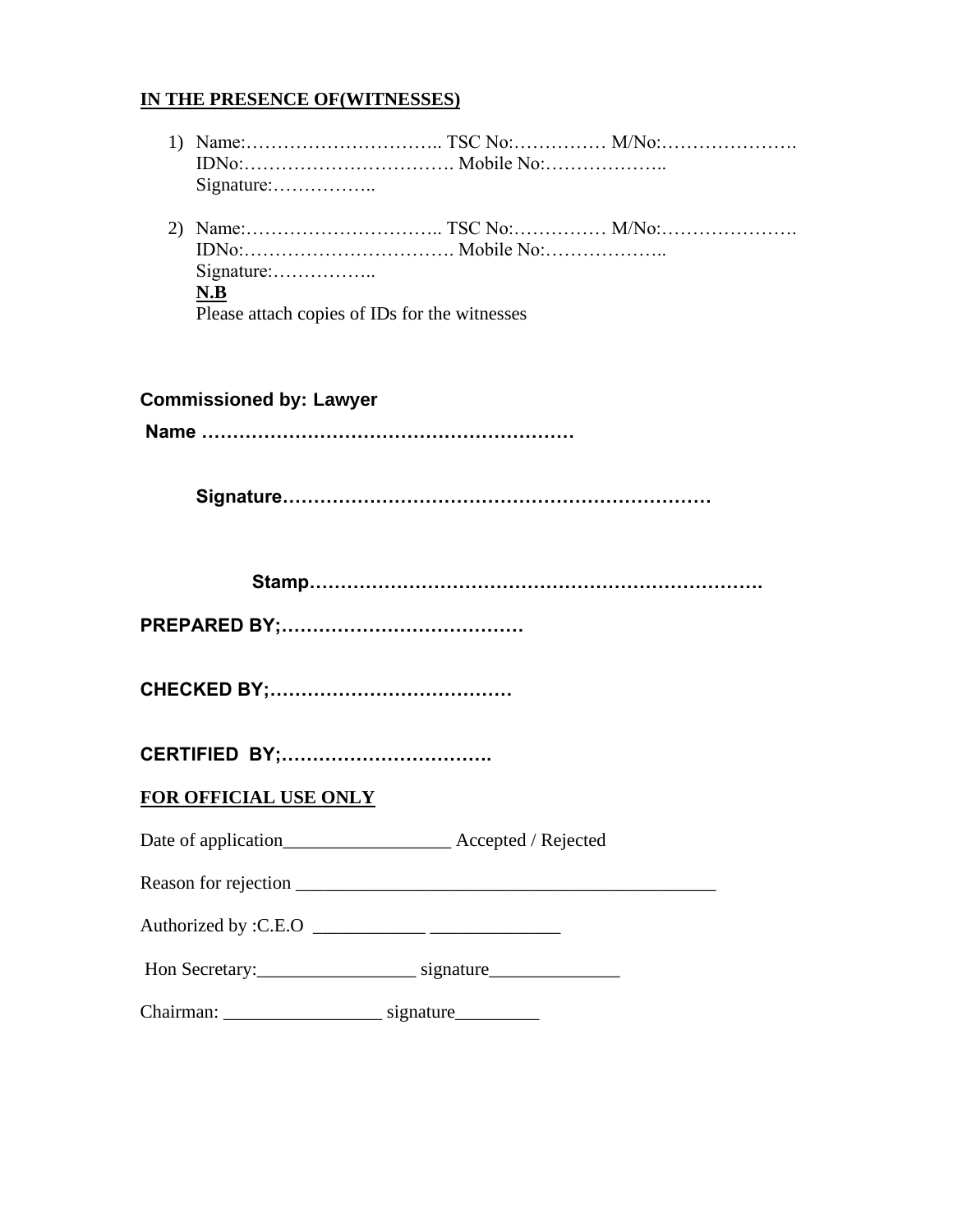**IN THE PRESENCE OF(WITNESSES)**

1) Name:………………………….. TSC No:…………… M/No:………………….
   IDNo:……………………………. Mobile No:………………..
   Signature:……………..

2) Name:………………………….. TSC No:…………… M/No:………………….
   IDNo:……………………………. Mobile No:………………..
   Signature:……………..
   **N.B**
   Please attach copies of IDs for the witnesses

**Commissioned by: Lawyer**

**Name ……………………………………………………**

**Signature……………………………………………………………**

**Stamp……………………………………………………………….**

**PREPARED BY;…………………………………**

**CHECKED BY;…………………………………**

**CERTIFIED BY;…………………………….**

**FOR OFFICIAL USE ONLY**

Date of application__________________ Accepted / Rejected

Reason for rejection _______________________________________________

Authorized by :C.E.O ____________ ______________

Hon Secretary:_________________ signature______________

Chairman: _________________ signature_________